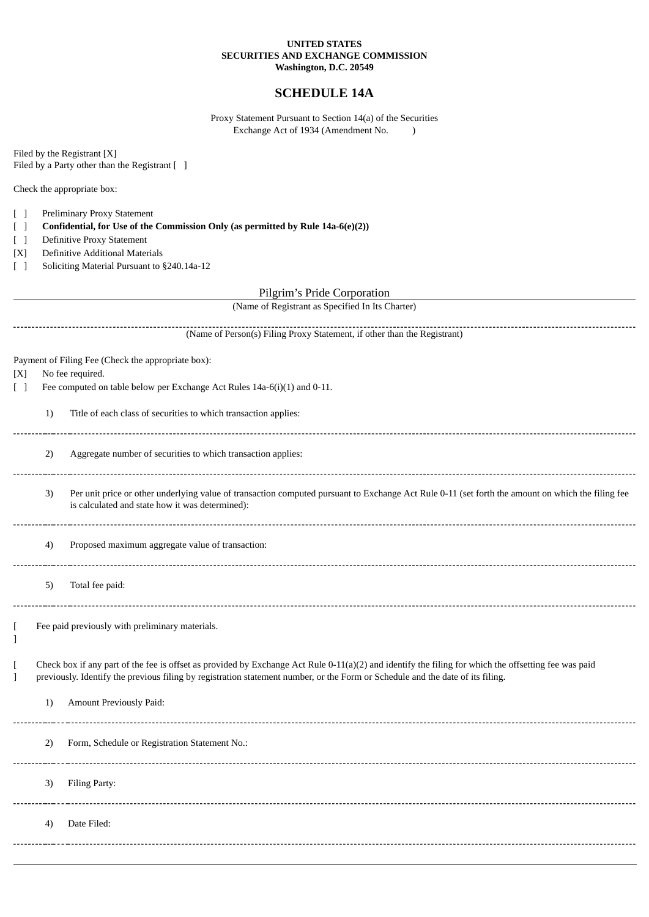**UNITED STATES**
**SECURITIES AND EXCHANGE COMMISSION**
**Washington, D.C. 20549**

# SCHEDULE 14A

Proxy Statement Pursuant to Section 14(a) of the Securities Exchange Act of 1934 (Amendment No. )

Filed by the Registrant [X]
Filed by a Party other than the Registrant [ ]

Check the appropriate box:

[ ] Preliminary Proxy Statement
[ ] **Confidential, for Use of the Commission Only (as permitted by Rule 14a-6(e)(2))**
[ ] Definitive Proxy Statement
[X] Definitive Additional Materials
[ ] Soliciting Material Pursuant to §240.14a-12

Pilgrim's Pride Corporation
(Name of Registrant as Specified In Its Charter)

(Name of Person(s) Filing Proxy Statement, if other than the Registrant)

Payment of Filing Fee (Check the appropriate box):

[X] No fee required.
[ ] Fee computed on table below per Exchange Act Rules 14a-6(i)(1) and 0-11.

1) Title of each class of securities to which transaction applies:

2) Aggregate number of securities to which transaction applies:

3) Per unit price or other underlying value of transaction computed pursuant to Exchange Act Rule 0-11 (set forth the amount on which the filing fee is calculated and state how it was determined):

4) Proposed maximum aggregate value of transaction:

5) Total fee paid:

[ ] Fee paid previously with preliminary materials.

[ ] Check box if any part of the fee is offset as provided by Exchange Act Rule 0-11(a)(2) and identify the filing for which the offsetting fee was paid previously. Identify the previous filing by registration statement number, or the Form or Schedule and the date of its filing.

1) Amount Previously Paid:

2) Form, Schedule or Registration Statement No.:

3) Filing Party:

4) Date Filed: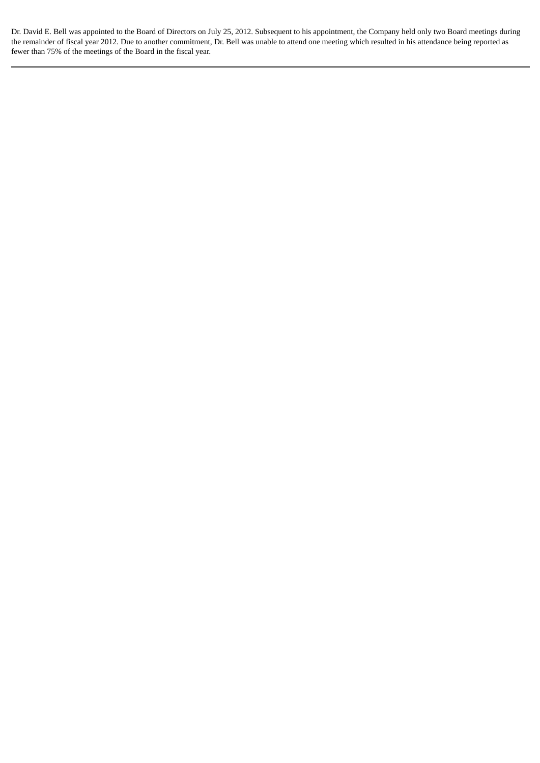Dr. David E. Bell was appointed to the Board of Directors on July 25, 2012. Subsequent to his appointment, the Company held only two Board meetings during the remainder of fiscal year 2012. Due to another commitment, Dr. Bell was unable to attend one meeting which resulted in his attendance being reported as fewer than 75% of the meetings of the Board in the fiscal year.